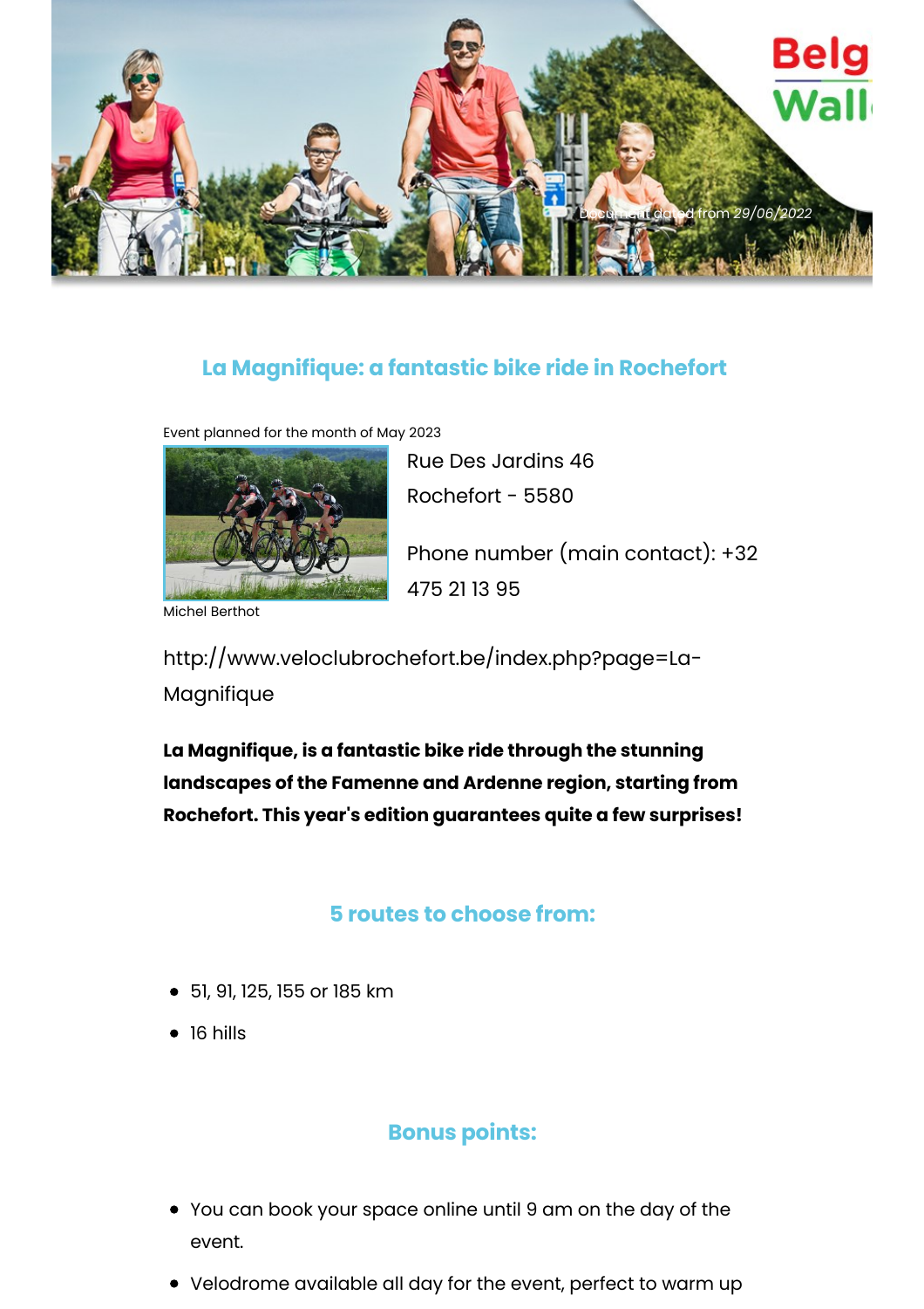Document dated from 29/06/2022

## La Magnifique: a fantastic bike ride in Rochefort

Event planned for the month of May 2023

Michel Berthot

Rue Des Jardins 46

Rochefort - 5580

Phone number (main contact): +32 475 21 13 95

http://www.veloclubrochefort.be/index.php?page=La-Magnifique

**La Magnifique, is a fantastic bike ride through the stunning landscapes of the Famenne and Ardenne region, starting from Rochefort. This year's edition guarantees quite a few surprises!**

### 5 routes to choose from:

- 51, 91, 125, 155 or 185 km
- 16 hills

### Bonus points:

- You can book your space online until 9 am on the day of the event.
- Velodrome available all day for the event, perfect to warm up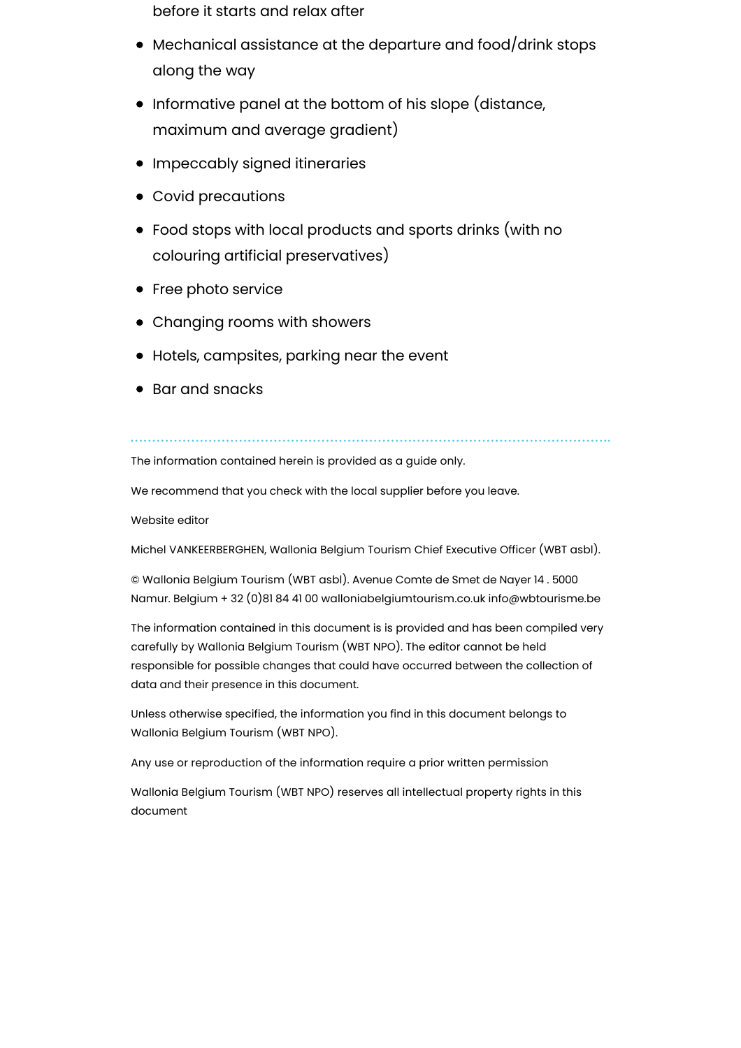before it starts and relax after

- Mechanical assistance at the departure and food/drink stops along the way
- Informative panel at the bottom of his slope (distance, maximum and average gradient)
- Impeccably signed itineraries
- Covid precautions
- Food stops with local products and sports drinks (with no colouring artificial preservatives)
- Free photo service
- Changing rooms with showers
- Hotels, campsites, parking near the event
- Bar and snacks

---

The information contained herein is provided as a guide only.

We recommend that you check with the local supplier before you leave.

Website editor

Michel VANKEERBERGHEN, Wallonia Belgium Tourism Chief Executive Officer (WBT asbl).

© Wallonia Belgium Tourism (WBT asbl). Avenue Comte de Smet de Nayer 14 . 5000 Namur. Belgium + 32 (0)81 84 41 00 walloniabelgiumtourism.co.uk info@wbtourisme.be

The information contained in this document is is provided and has been compiled very carefully by Wallonia Belgium Tourism (WBT NPO). The editor cannot be held responsible for possible changes that could have occurred between the collection of data and their presence in this document.

Unless otherwise specified, the information you find in this document belongs to Wallonia Belgium Tourism (WBT NPO).

Any use or reproduction of the information require a prior written permission

Wallonia Belgium Tourism (WBT NPO) reserves all intellectual property rights in this document